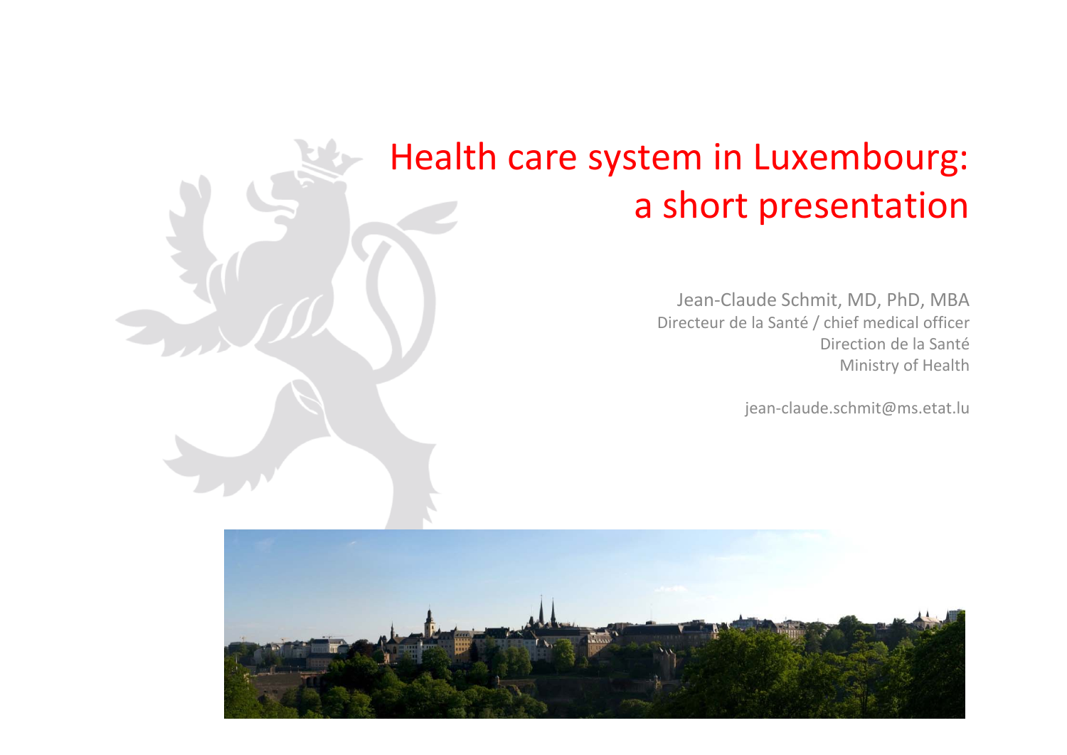# Health care system in Luxembourg: a short presentation

Jean-Claude Schmit, MD, PhD, MBA
Directeur de la Santé / chief medical officer
Direction de la Santé
Ministry of Health

jean-claude.schmit@ms.etat.lu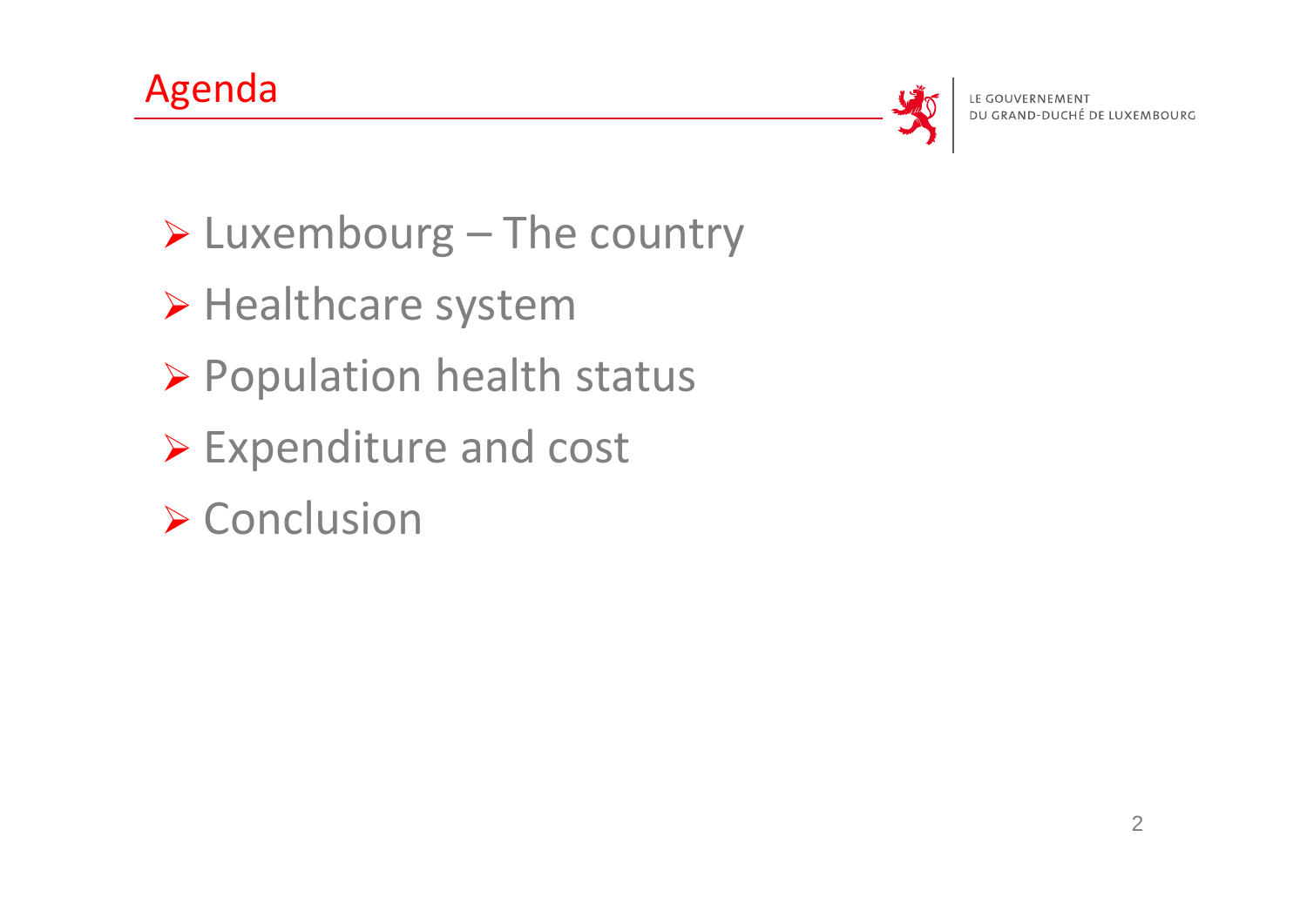# Agenda

- Luxembourg – The country
- Healthcare system
- Population health status
- Expenditure and cost
- Conclusion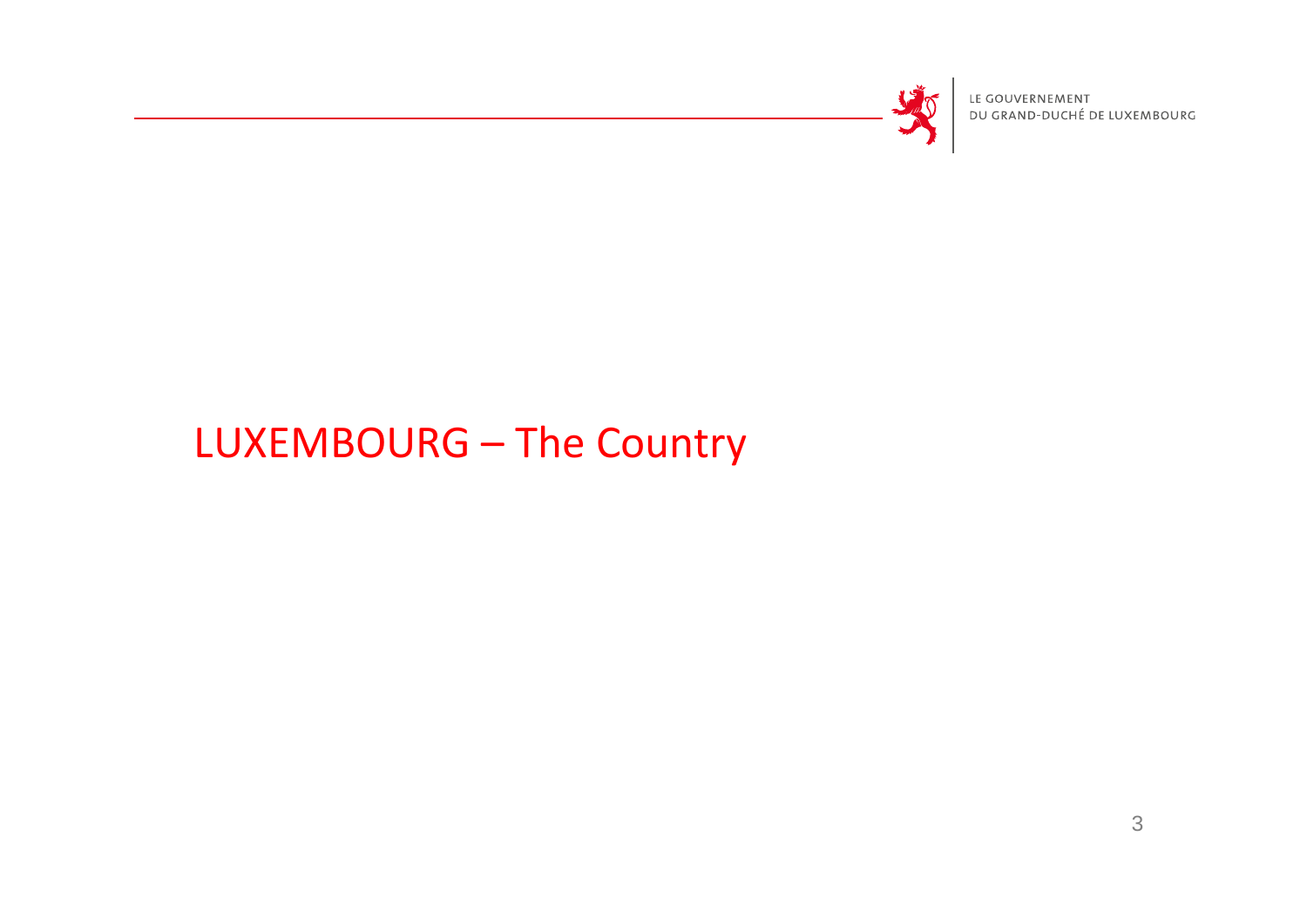# LUXEMBOURG – The Country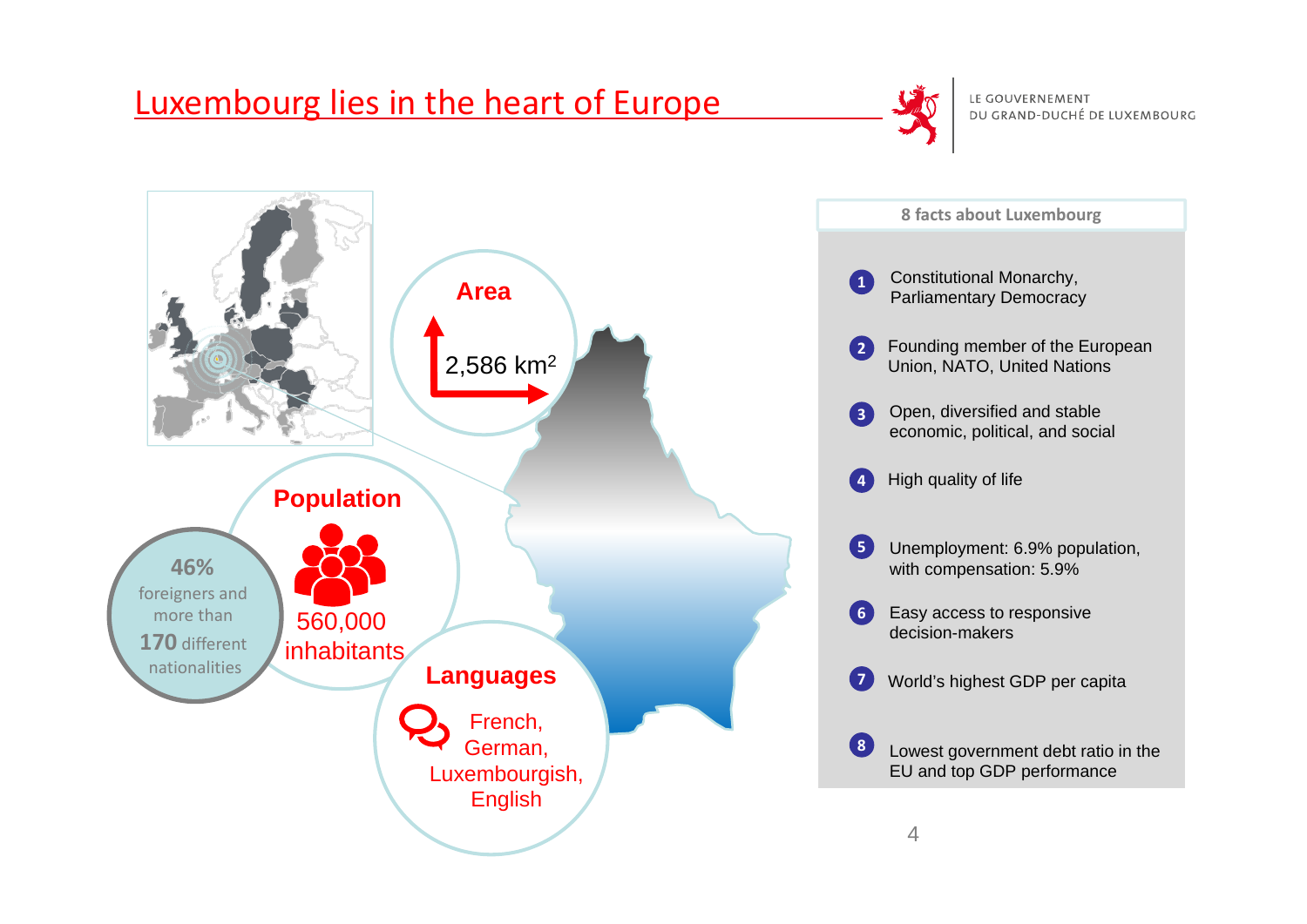# Luxembourg lies in the heart of Europe

LE GOUVERNEMENT
DU GRAND-DUCHÉ DE LUXEMBOURG

## Area

2,586 km$^2$

## Population

560,000 inhabitants

**46%** foreigners and more than **170** different nationalities

## Languages

French, German, Luxembourgish, English

## 8 facts about Luxembourg

1. Constitutional Monarchy, Parliamentary Democracy
2. Founding member of the European Union, NATO, United Nations
3. Open, diversified and stable economic, political, and social
4. High quality of life
5. Unemployment: 6.9% population, with compensation: 5.9%
6. Easy access to responsive decision-makers
7. World's highest GDP per capita
8. Lowest government debt ratio in the EU and top GDP performance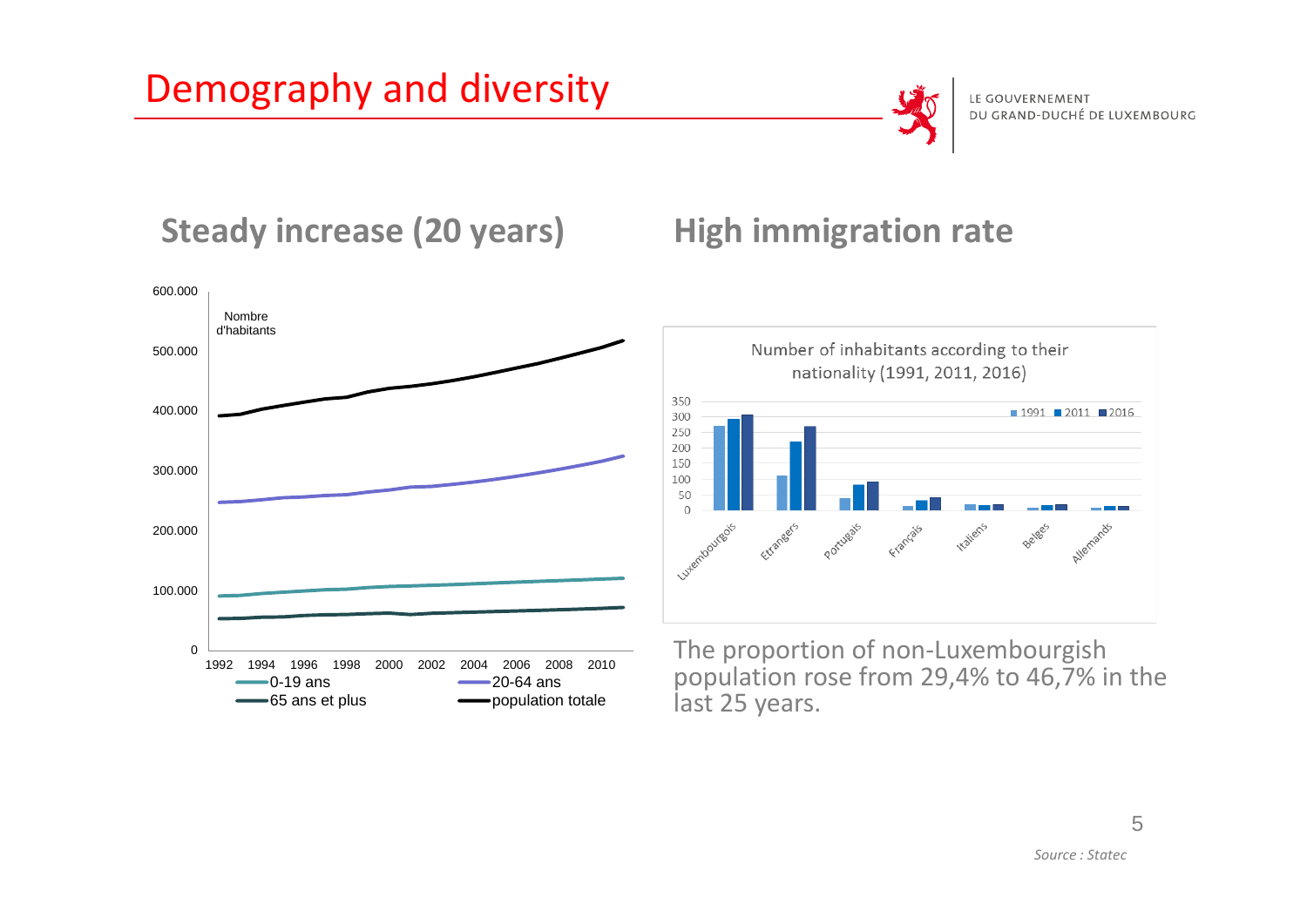# Demography and diversity

LE GOUVERNEMENT
DU GRAND-DUCHÉ DE LUXEMBOURG

## Steady increase (20 years)

Nombre d'habitants

- 0-19 ans
- 20-64 ans
- 65 ans et plus
- population totale

## High immigration rate

Number of inhabitants according to their nationality (1991, 2011, 2016)

The proportion of non-Luxembourgish population rose from 29,4% to 46,7% in the last 25 years.

*Source : Statec*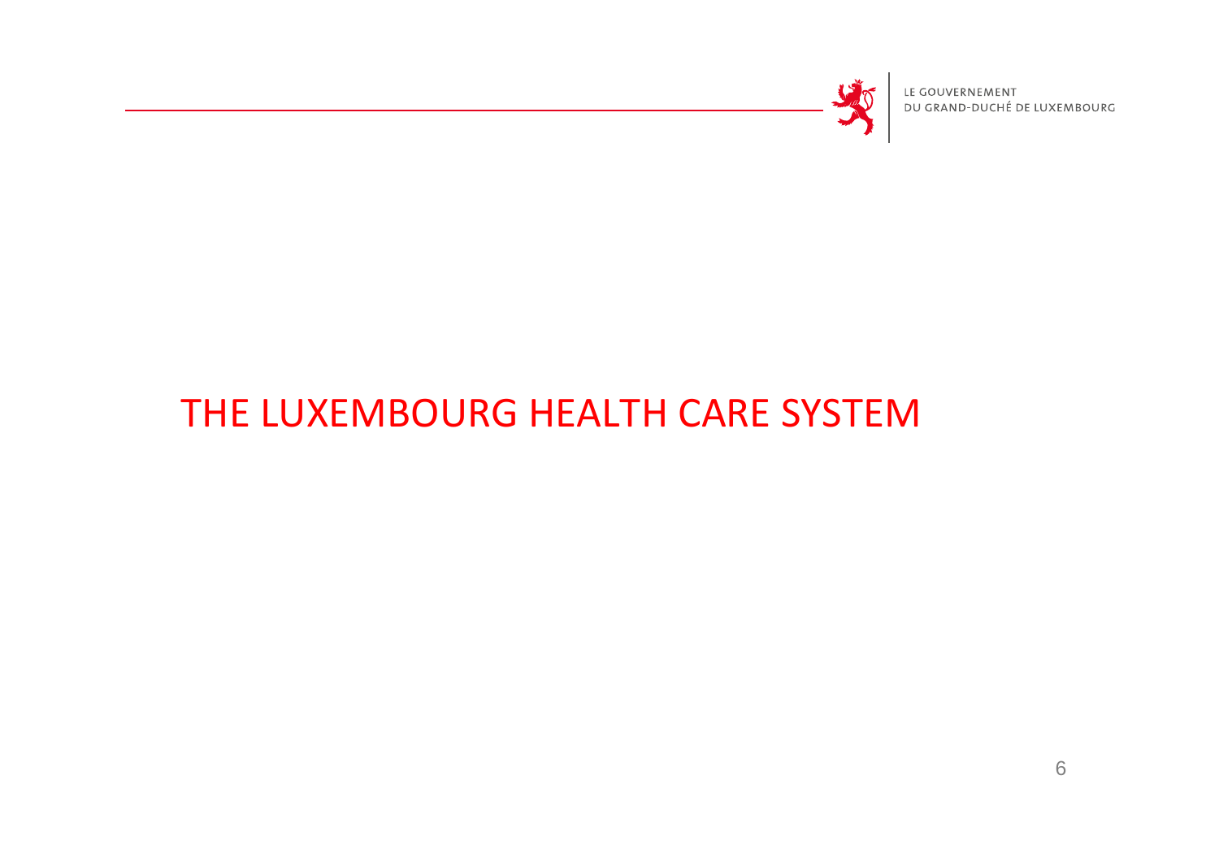# THE LUXEMBOURG HEALTH CARE SYSTEM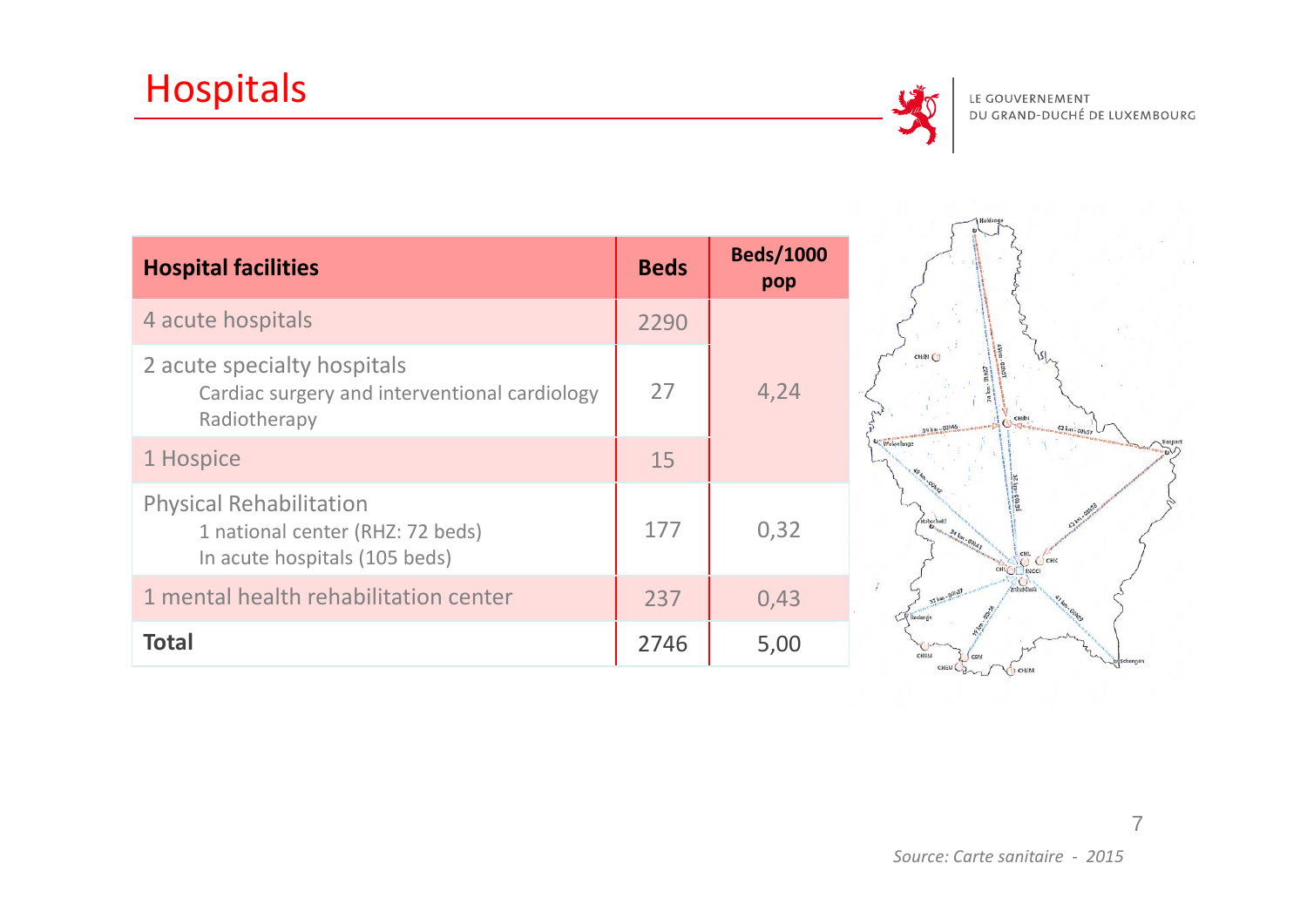# Hospitals

LE GOUVERNEMENT
DU GRAND-DUCHÉ DE LUXEMBOURG

| Hospital facilities | Beds | Beds/1000 pop |
|---|---|---|
| 4 acute hospitals | 2290 | 4,24 |
| 2 acute specialty hospitals<br>Cardiac surgery and interventional cardiology<br>Radiotherapy | 27 | |
| 1 Hospice | 15 | |
| Physical Rehabilitation<br>1 national center (RHZ: 72 beds)<br>In acute hospitals (105 beds) | 177 | 0,32 |
| 1 mental health rehabilitation center | 237 | 0,43 |
| **Total** | 2746 | 5,00 |

*Source: Carte sanitaire - 2015*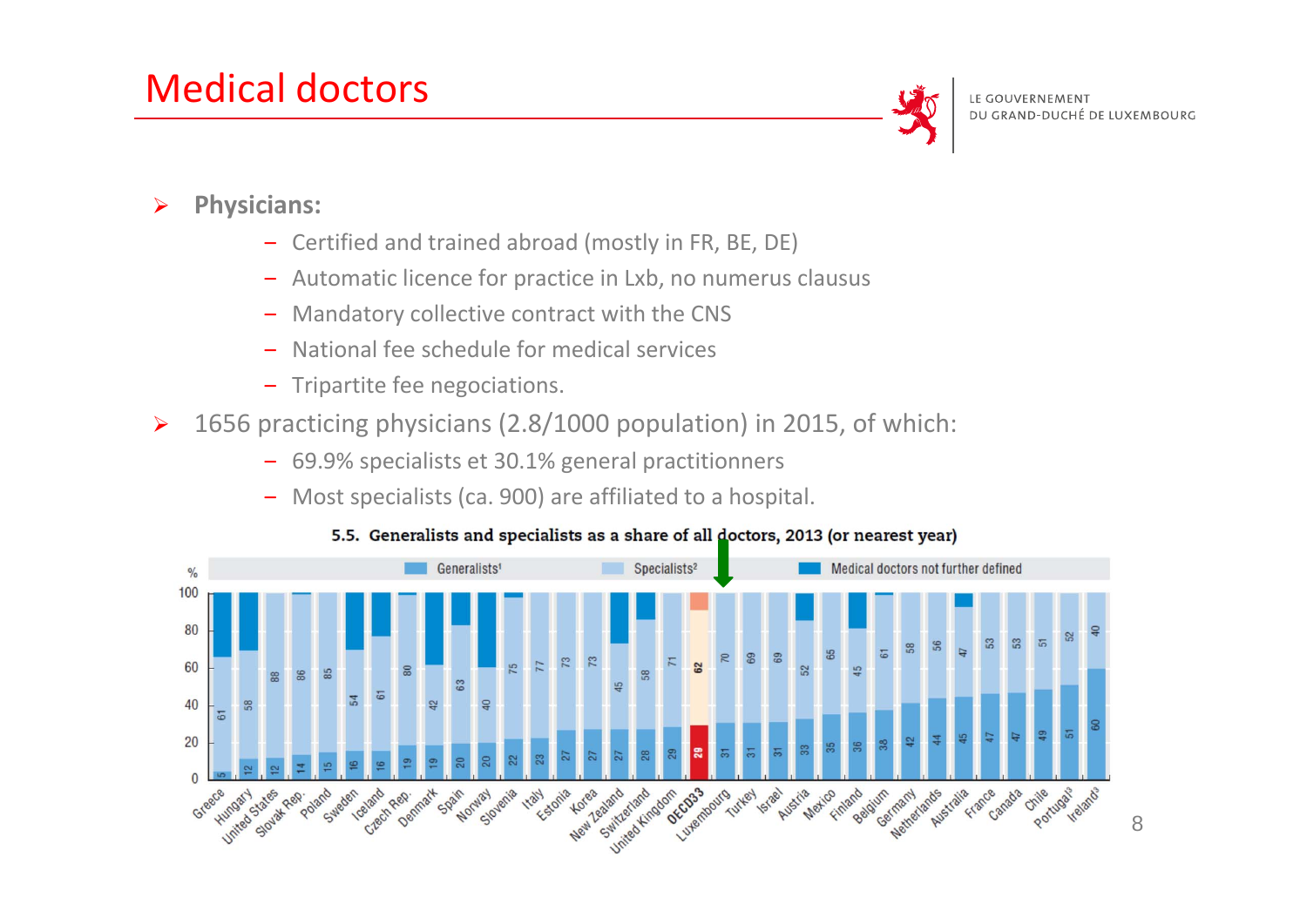# Medical doctors

LE GOUVERNEMENT
DU GRAND-DUCHÉ DE LUXEMBOURG

- **Physicians:**
  - Certified and trained abroad (mostly in FR, BE, DE)
  - Automatic licence for practice in Lxb, no numerus clausus
  - Mandatory collective contract with the CNS
  - National fee schedule for medical services
  - Tripartite fee negociations.
- 1656 practicing physicians (2.8/1000 population) in 2015, of which:
  - 69.9% specialists et 30.1% general practitionners
  - Most specialists (ca. 900) are affiliated to a hospital.

**5.5. Generalists and specialists as a share of all doctors, 2013 (or nearest year)**

| Country | Generalists[1] (%) | Specialists[2] (%) |
|---|---|---|
| Greece | 5 | 61 |
| Hungary | 12 | 58 |
| United States | 12 | 88 |
| Slovak Rep. | 14 | 86 |
| Poland | 15 | 85 |
| Sweden | 16 | 54 |
| Iceland | 16 | 61 |
| Czech Rep. | 19 | 80 |
| Denmark | 19 | 42 |
| Spain | 20 | 63 |
| Norway | 20 | 40 |
| Slovenia | 22 | 75 |
| Italy | 23 | 77 |
| Estonia | 27 | 73 |
| Korea | 27 | 73 |
| New Zealand | 27 | 45 |
| Switzerland | 28 | 58 |
| United Kingdom | 29 | 71 |
| OECD33 | 29 | 62 |
| Luxembourg | 31 | 70 |
| Turkey | 31 | 69 |
| Israel | 31 | 69 |
| Austria | 33 | 52 |
| Mexico | 35 | 65 |
| Finland | 36 | 45 |
| Belgium | 38 | 61 |
| Germany | 42 | 58 |
| Netherlands | 44 | 56 |
| Australia | 45 | 47 |
| France | 47 | 53 |
| Canada | 47 | 53 |
| Chile | 49 | 51 |
| Portugal[3] | 51 | 52 |
| Ireland[3] | 60 | 40 |

Remaining share: Medical doctors not further defined.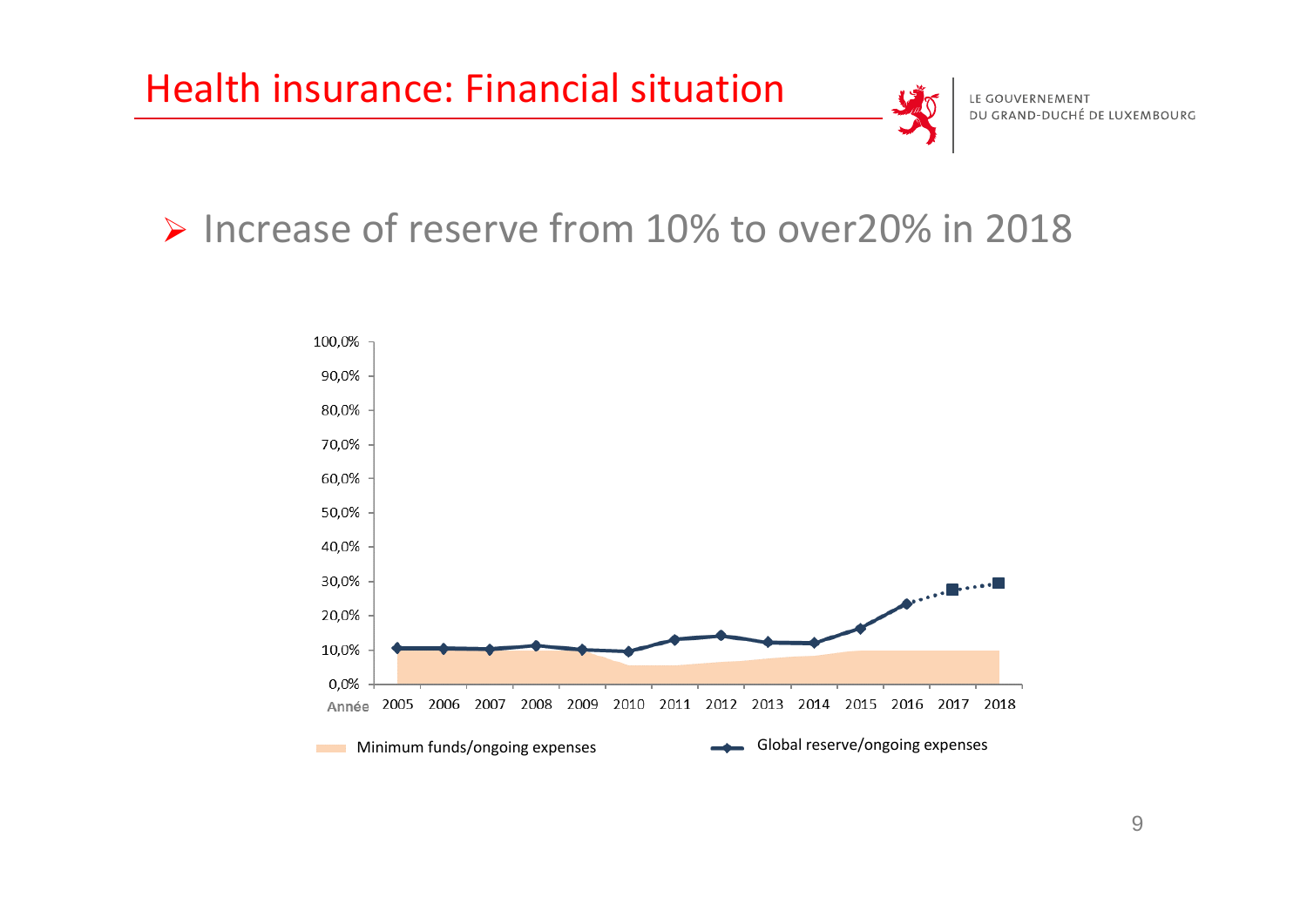# Health insurance: Financial situation

- Increase of reserve from 10% to over20% in 2018

100,0%
90,0%
80,0%
70,0%
60,0%
50,0%
40,0%
30,0%
20,0%
10,0%
0,0%

Année 2005 2006 2007 2008 2009 2010 2011 2012 2013 2014 2015 2016 2017 2018

Minimum funds/ongoing expenses

Global reserve/ongoing expenses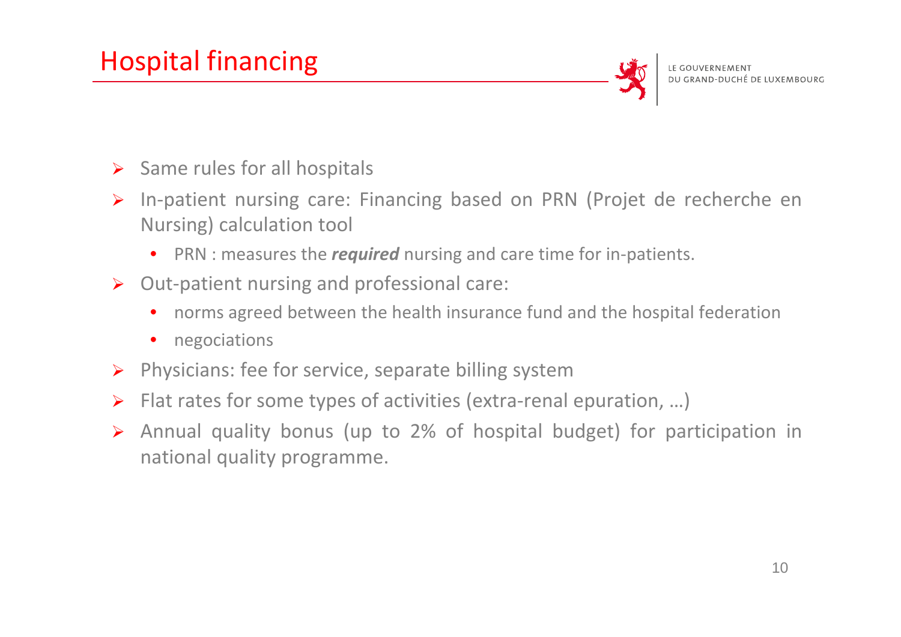# Hospital financing

- Same rules for all hospitals
- In-patient nursing care: Financing based on PRN (Projet de recherche en Nursing) calculation tool
  - PRN : measures the ***required*** nursing and care time for in-patients.
- Out-patient nursing and professional care:
  - norms agreed between the health insurance fund and the hospital federation
  - negociations
- Physicians: fee for service, separate billing system
- Flat rates for some types of activities (extra-renal epuration, …)
- Annual quality bonus (up to 2% of hospital budget) for participation in national quality programme.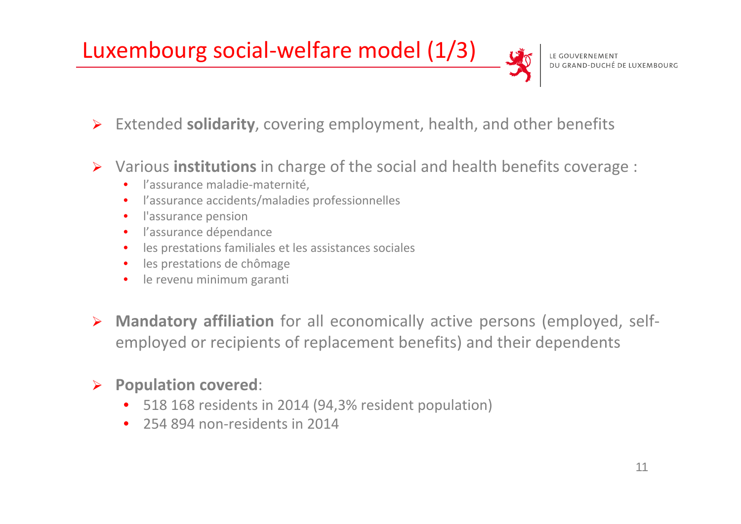# Luxembourg social-welfare model (1/3)

- Extended **solidarity**, covering employment, health, and other benefits

- Various **institutions** in charge of the social and health benefits coverage :
  - l'assurance maladie-maternité,
  - l'assurance accidents/maladies professionnelles
  - l'assurance pension
  - l'assurance dépendance
  - les prestations familiales et les assistances sociales
  - les prestations de chômage
  - le revenu minimum garanti

- **Mandatory affiliation** for all economically active persons (employed, self-employed or recipients of replacement benefits) and their dependents

- **Population covered**:
  - 518 168 residents in 2014 (94,3% resident population)
  - 254 894 non-residents in 2014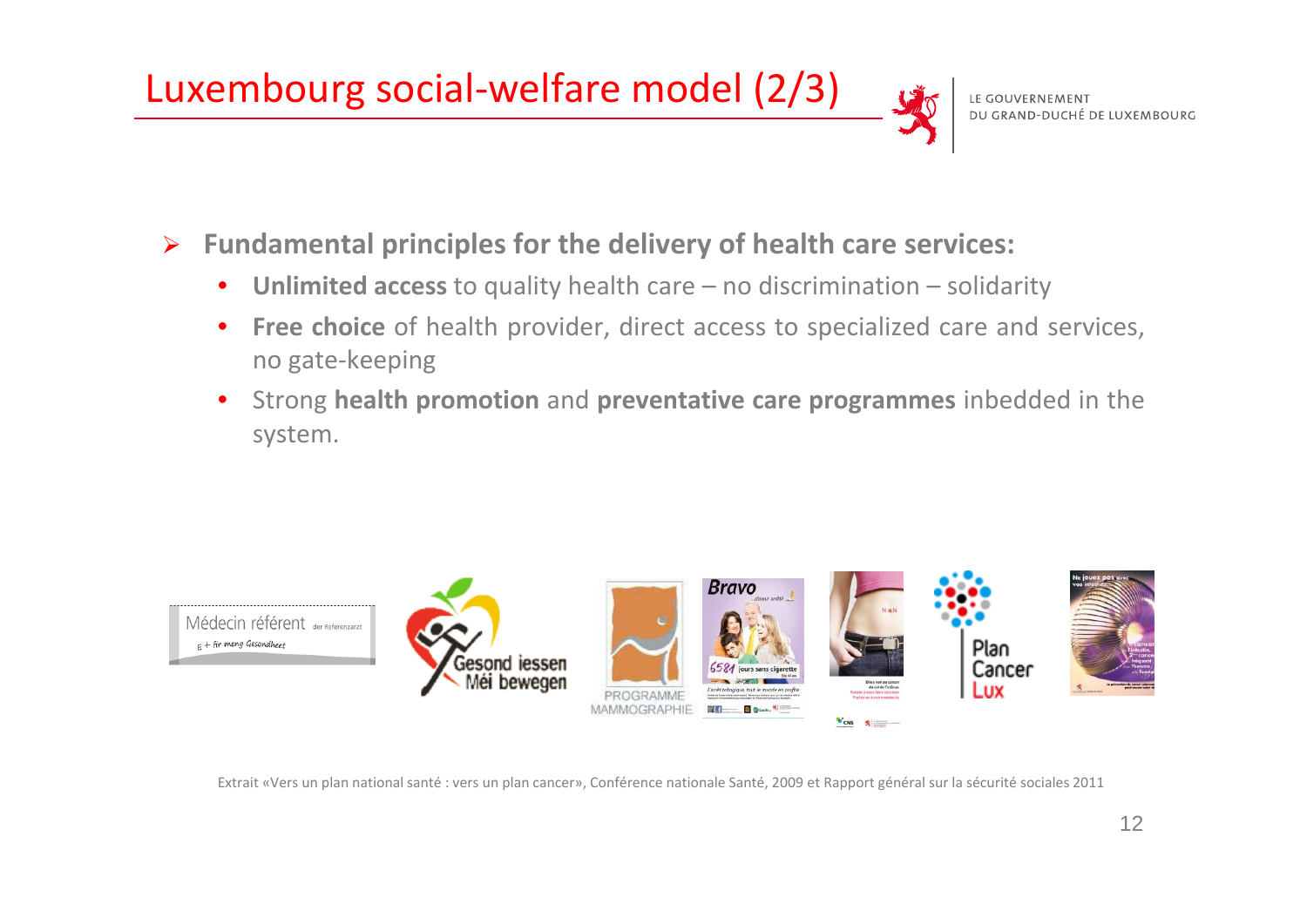# Luxembourg social-welfare model (2/3)

- **Fundamental principles for the delivery of health care services:**
  - **Unlimited access** to quality health care – no discrimination – solidarity
  - **Free choice** of health provider, direct access to specialized care and services, no gate-keeping
  - Strong **health promotion** and **preventative care programmes** inbedded in the system.

Extrait «Vers un plan national santé : vers un plan cancer», Conférence nationale Santé, 2009 et Rapport général sur la sécurité sociales 2011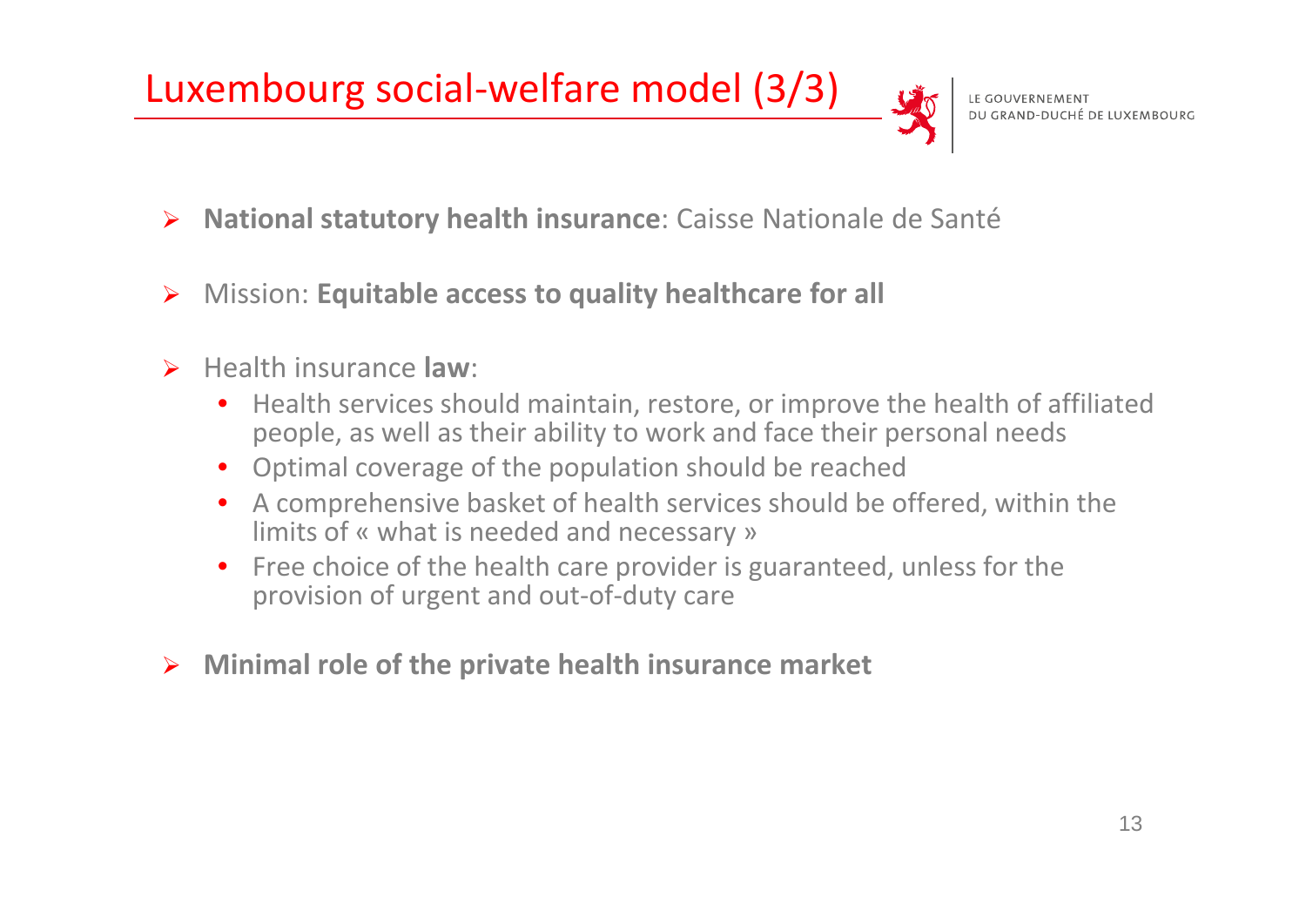# Luxembourg social-welfare model (3/3)

- **National statutory health insurance**: Caisse Nationale de Santé
- Mission: **Equitable access to quality healthcare for all**
- Health insurance **law**:
  - Health services should maintain, restore, or improve the health of affiliated people, as well as their ability to work and face their personal needs
  - Optimal coverage of the population should be reached
  - A comprehensive basket of health services should be offered, within the limits of « what is needed and necessary »
  - Free choice of the health care provider is guaranteed, unless for the provision of urgent and out-of-duty care
- **Minimal role of the private health insurance market**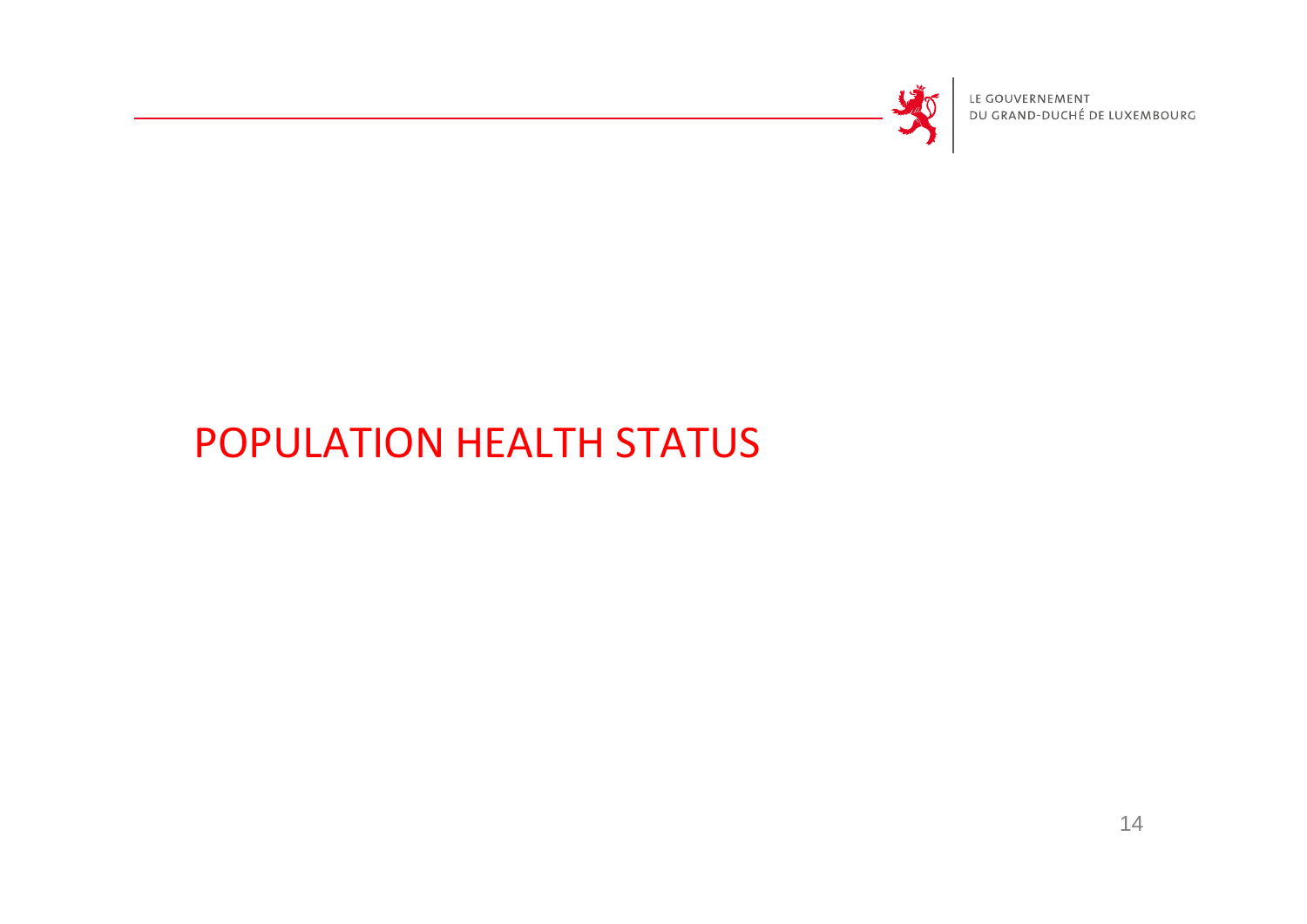# POPULATION HEALTH STATUS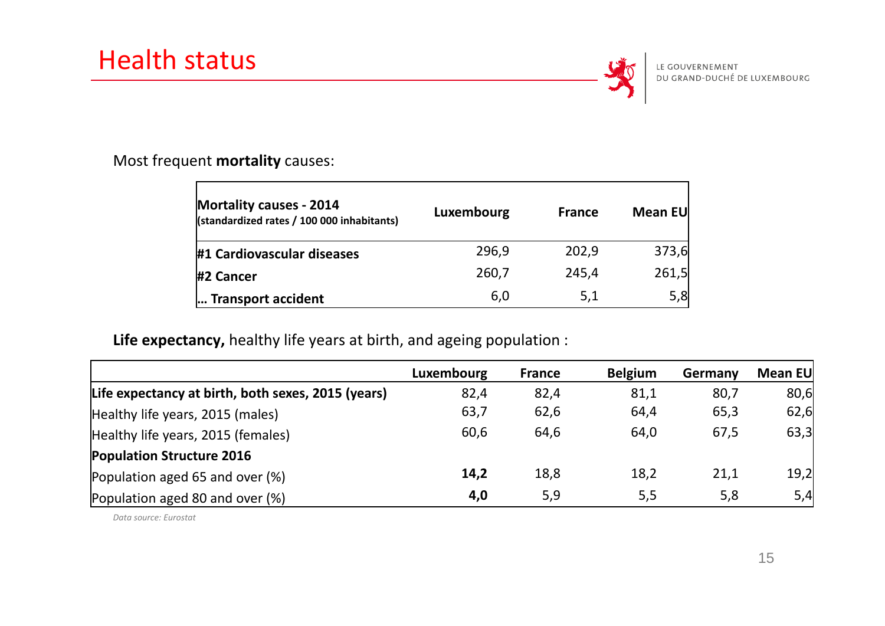# Health status

LE GOUVERNEMENT
DU GRAND-DUCHÉ DE LUXEMBOURG

Most frequent **mortality** causes:

| **Mortality causes - 2014** **(standardized rates / 100 000 inhabitants)** | **Luxembourg** | **France** | **Mean EU** |
|---|---|---|---|
| **#1 Cardiovascular diseases** | 296,9 | 202,9 | 373,6 |
| **#2 Cancer** | 260,7 | 245,4 | 261,5 |
| **… Transport accident** | 6,0 | 5,1 | 5,8 |

**Life expectancy,** healthy life years at birth, and ageing population :

| | **Luxembourg** | **France** | **Belgium** | **Germany** | **Mean EU** |
|---|---|---|---|---|---|
| **Life expectancy at birth, both sexes, 2015 (years)** | 82,4 | 82,4 | 81,1 | 80,7 | 80,6 |
| Healthy life years, 2015 (males) | 63,7 | 62,6 | 64,4 | 65,3 | 62,6 |
| Healthy life years, 2015 (females) | 60,6 | 64,6 | 64,0 | 67,5 | 63,3 |
| **Population Structure 2016** | | | | | |
| Population aged 65 and over (%) | **14,2** | 18,8 | 18,2 | 21,1 | 19,2 |
| Population aged 80 and over (%) | **4,0** | 5,9 | 5,5 | 5,8 | 5,4 |

*Data source: Eurostat*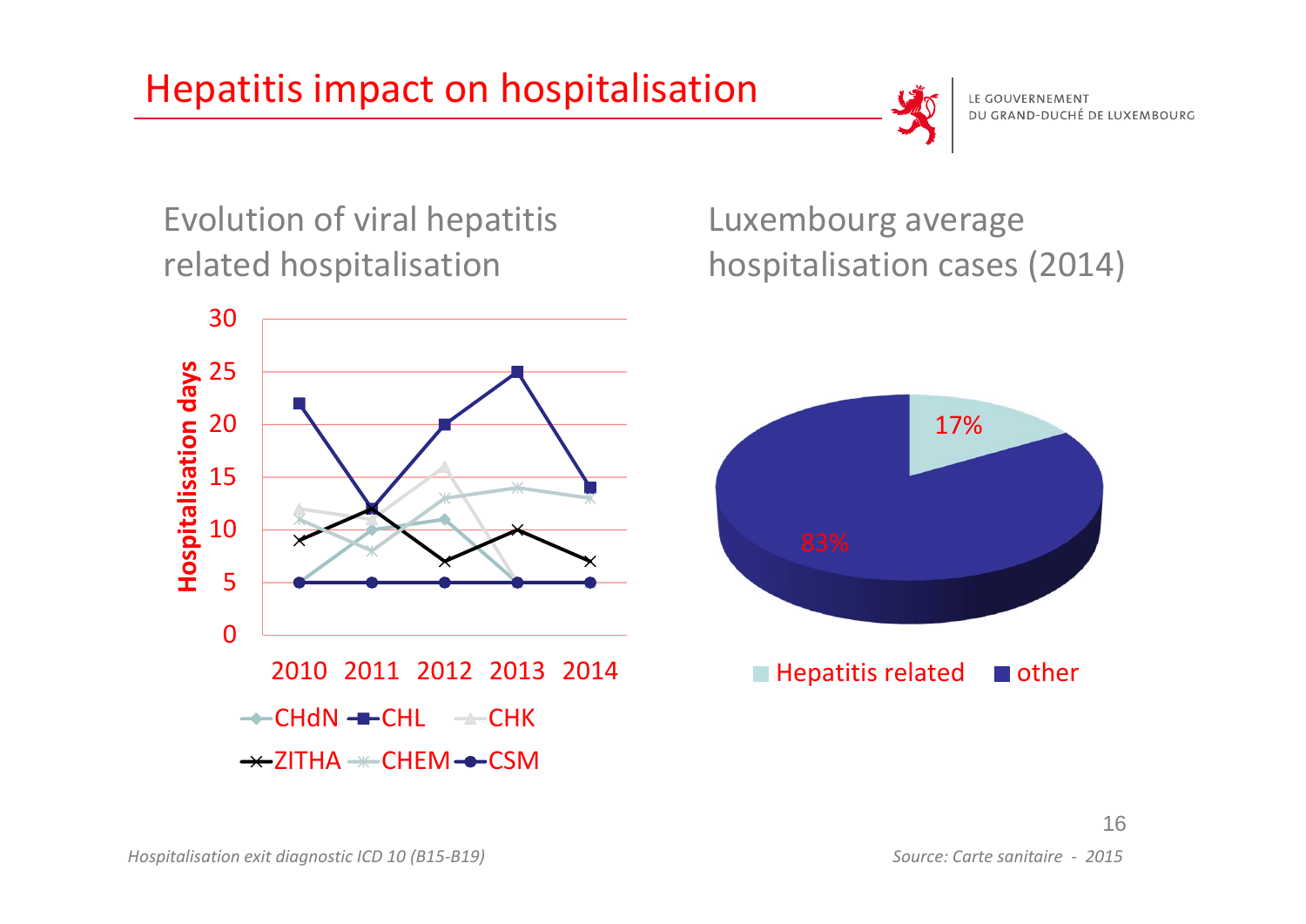# Hepatitis impact on hospitalisation

LE GOUVERNEMENT
DU GRAND-DUCHÉ DE LUXEMBOURG

## Evolution of viral hepatitis related hospitalisation

Hospitalisation days

| Year | CHdN | CHL | CHK | ZITHA | CHEM | CSM |
|---|---|---|---|---|---|---|
| 2010 | 5 | 22 | 12 | 9 | 11 | 5 |
| 2011 | 10 | 12 | 11 | 12 | 8 | 5 |
| 2012 | 11 | 20 | 16 | 7 | 13 | 5 |
| 2013 | 5 | 25 | 5 | 10 | 14 | 5 |
| 2014 | | 14 | | 7 | 13 | 5 |

## Luxembourg average hospitalisation cases (2014)

- Hepatitis related: 17%
- other: 83%

*Hospitalisation exit diagnostic ICD 10 (B15-B19)*

*Source: Carte sanitaire - 2015*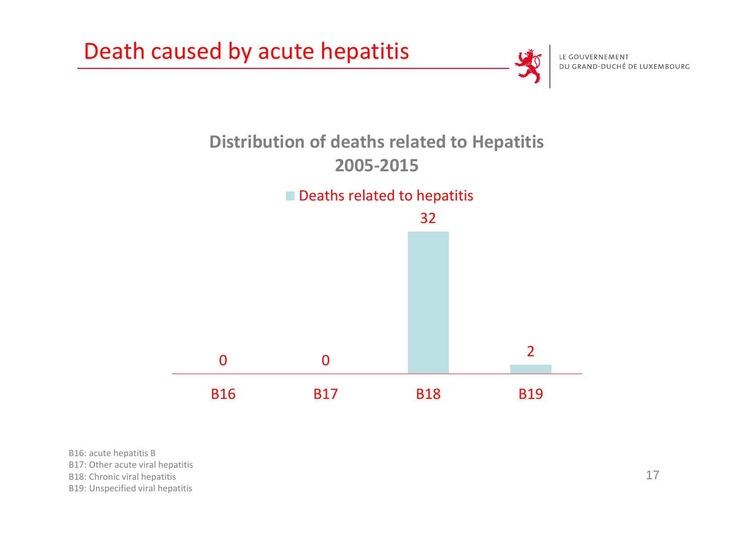# Death caused by acute hepatitis

LE GOUVERNEMENT
DU GRAND-DUCHÉ DE LUXEMBOURG

## Distribution of deaths related to Hepatitis 2005-2015

| | Deaths related to hepatitis |
|---|---|
| B16 | 0 |
| B17 | 0 |
| B18 | 32 |
| B19 | 2 |

B16: acute hepatitis B
B17: Other acute viral hepatitis
B18: Chronic viral hepatitis
B19: Unspecified viral hepatitis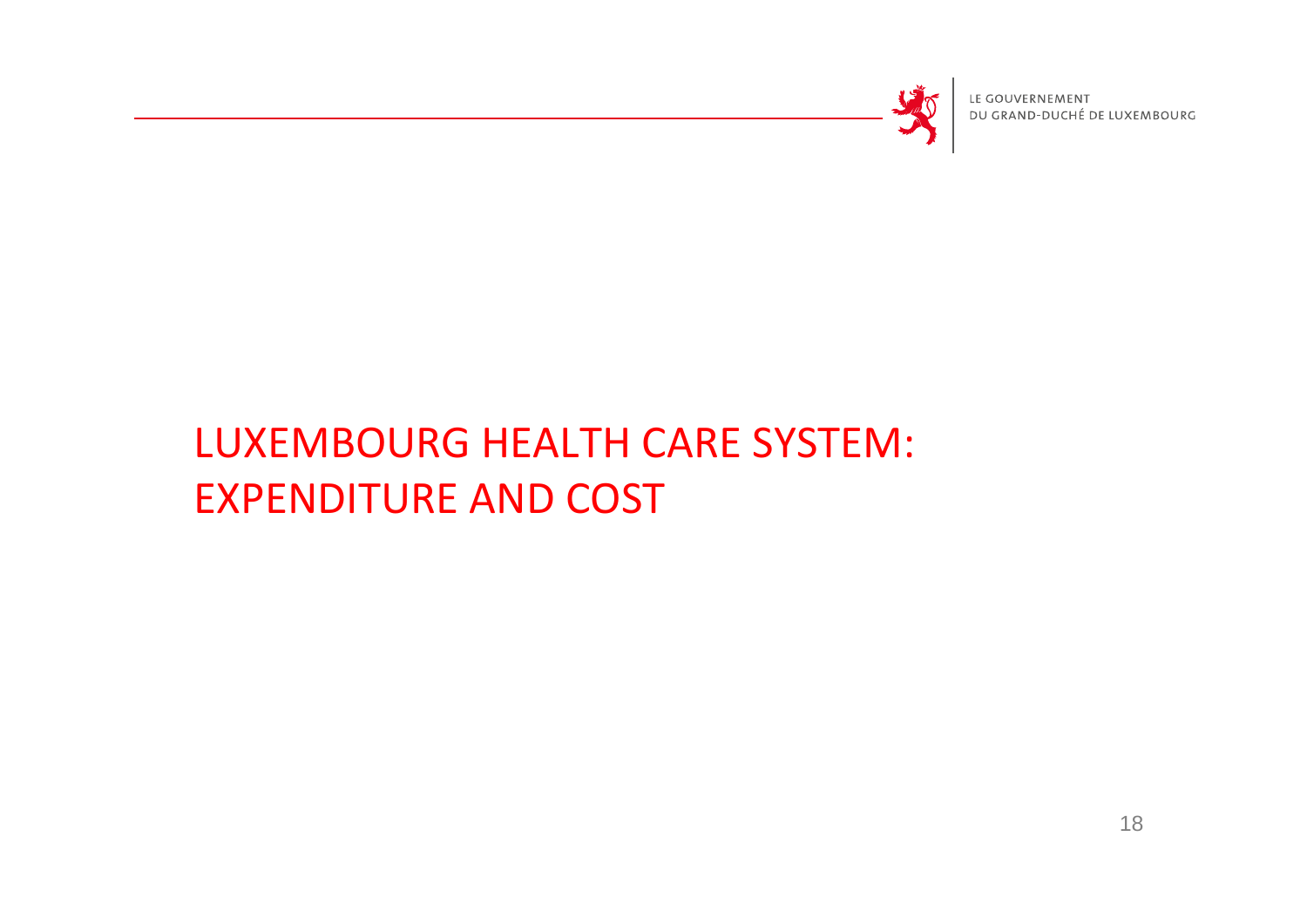# LUXEMBOURG HEALTH CARE SYSTEM: EXPENDITURE AND COST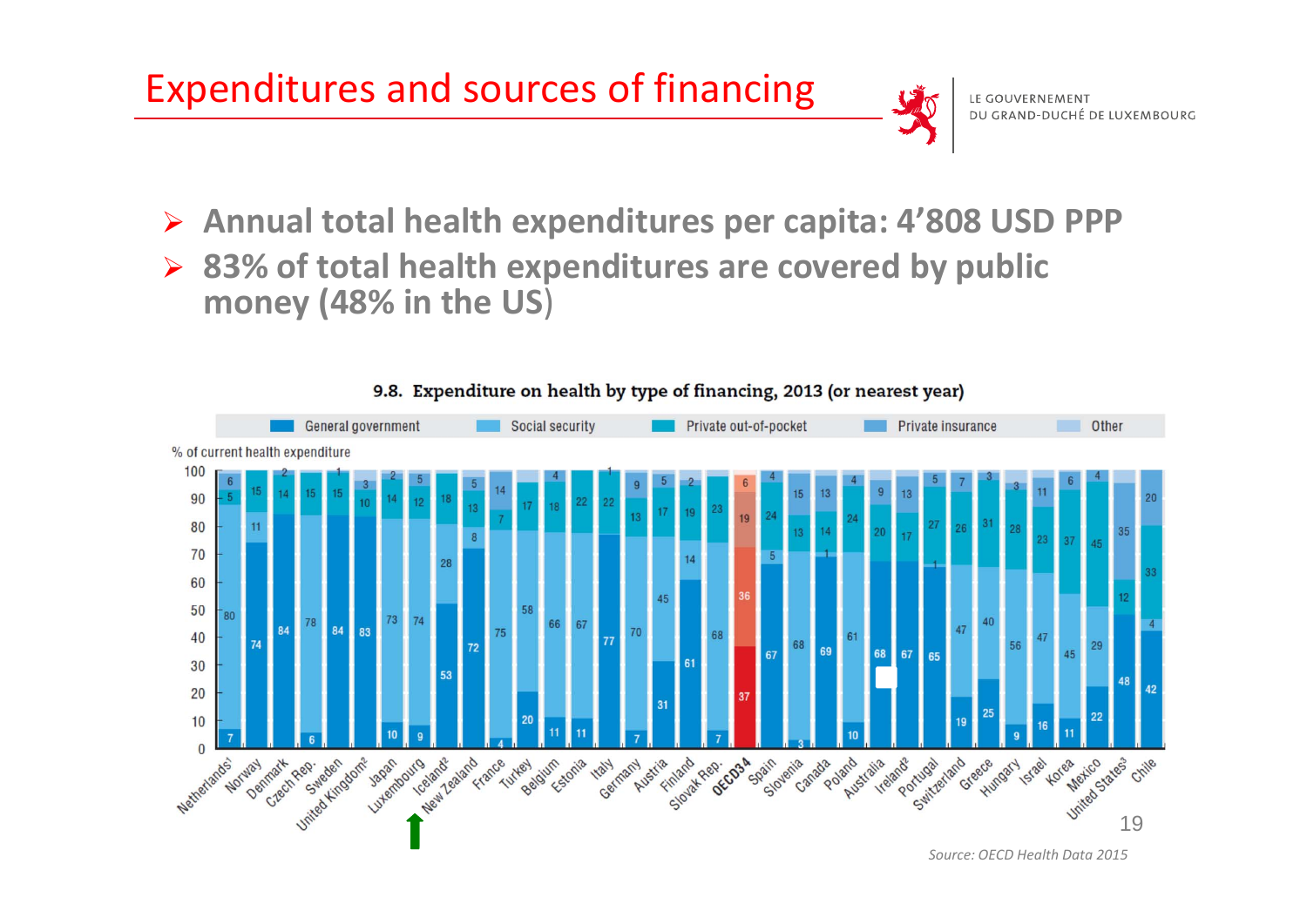# Expenditures and sources of financing

LE GOUVERNEMENT
DU GRAND-DUCHÉ DE LUXEMBOURG

- **Annual total health expenditures per capita: 4'808 USD PPP**
- **83% of total health expenditures are covered by public money (48% in the US)**

**9.8. Expenditure on health by type of financing, 2013 (or nearest year)**

Source: OECD Health Data 2015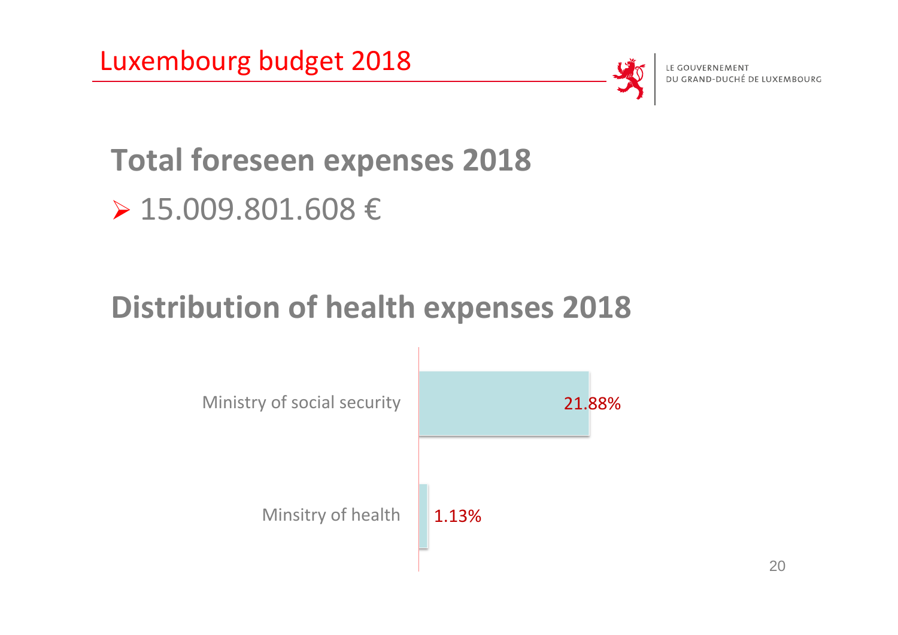# Luxembourg budget 2018

LE GOUVERNEMENT
DU GRAND-DUCHÉ DE LUXEMBOURG

## Total foreseen expenses 2018

- 15.009.801.608 €

## Distribution of health expenses 2018

| | |
|---|---|
| Ministry of social security | 21.88% |
| Minsitry of health | 1.13% |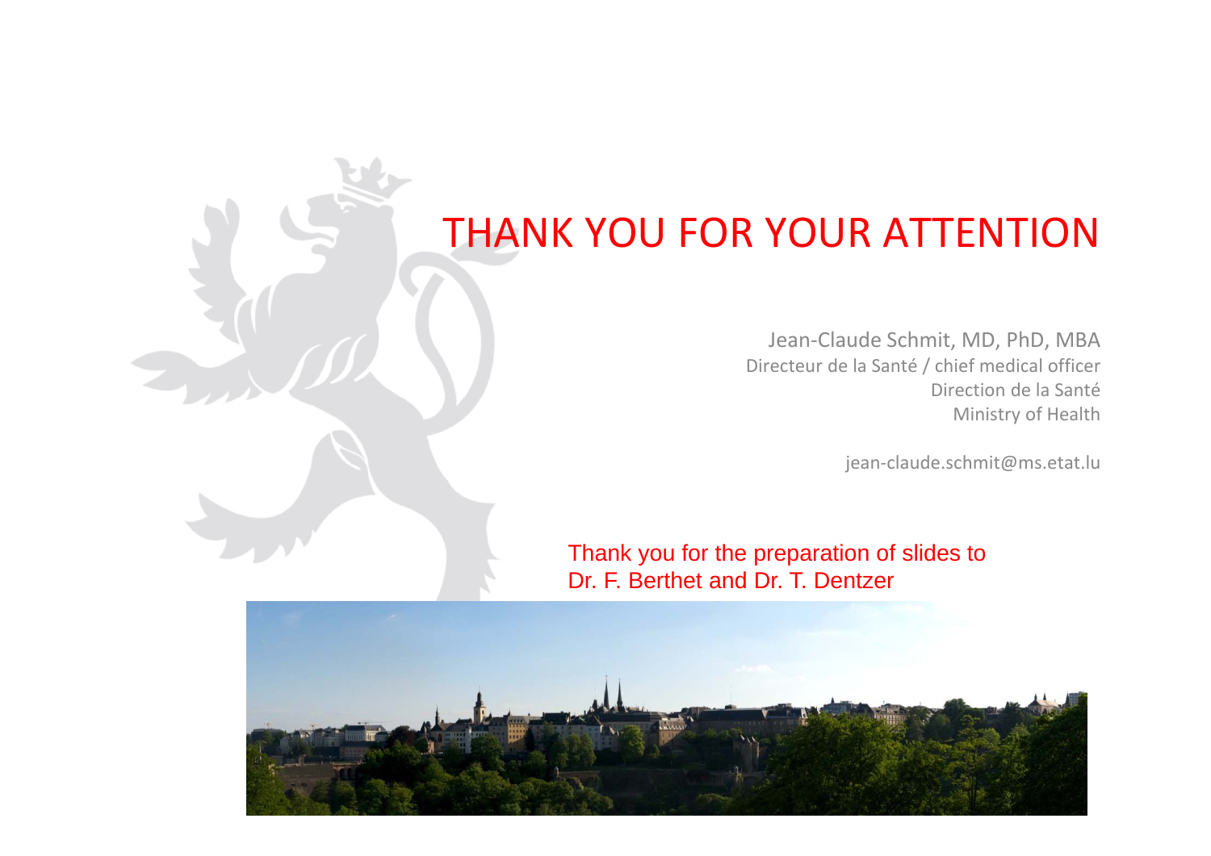# THANK YOU FOR YOUR ATTENTION

Jean-Claude Schmit, MD, PhD, MBA
Directeur de la Santé / chief medical officer
Direction de la Santé
Ministry of Health

jean-claude.schmit@ms.etat.lu

Thank you for the preparation of slides to Dr. F. Berthet and Dr. T. Dentzer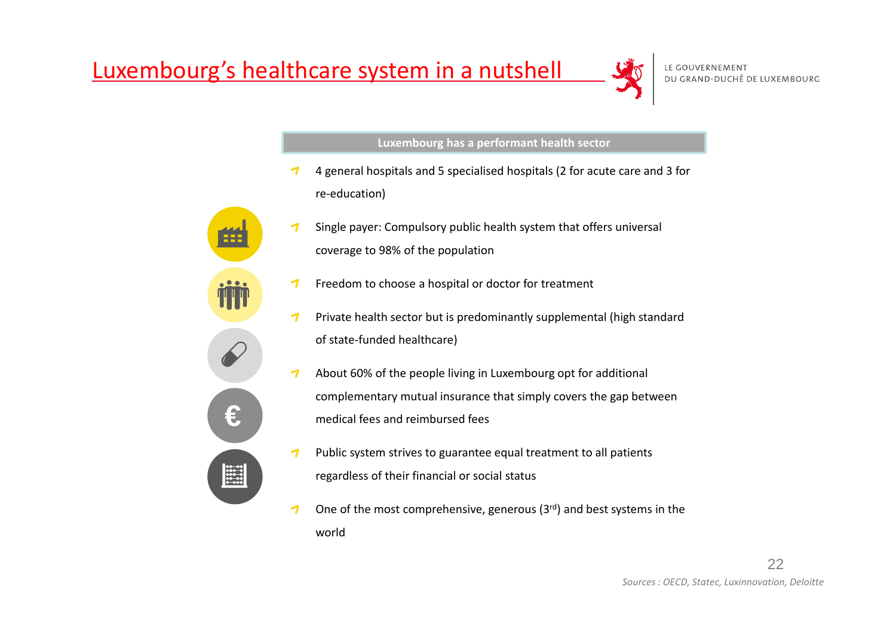# Luxembourg's healthcare system in a nutshell

LE GOUVERNEMENT
DU GRAND-DUCHÉ DE LUXEMBOURG

**Luxembourg has a performant health sector**

- 4 general hospitals and 5 specialised hospitals (2 for acute care and 3 for re-education)
- Single payer: Compulsory public health system that offers universal coverage to 98% of the population
- Freedom to choose a hospital or doctor for treatment
- Private health sector but is predominantly supplemental (high standard of state-funded healthcare)
- About 60% of the people living in Luxembourg opt for additional complementary mutual insurance that simply covers the gap between medical fees and reimbursed fees
- Public system strives to guarantee equal treatment to all patients regardless of their financial or social status
- One of the most comprehensive, generous (3rd) and best systems in the world

*Sources : OECD, Statec, Luxinnovation, Deloitte*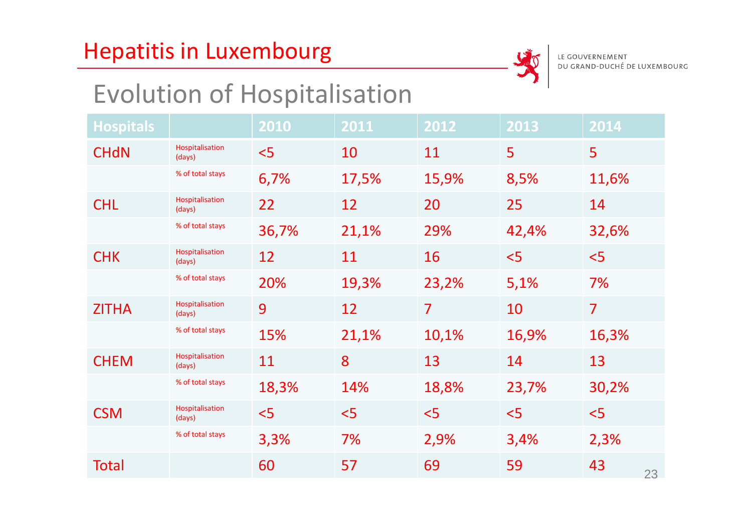# Hepatitis in Luxembourg

LE GOUVERNEMENT DU GRAND-DUCHÉ DE LUXEMBOURG

## Evolution of Hospitalisation

| Hospitals | | 2010 | 2011 | 2012 | 2013 | 2014 |
|---|---|---|---|---|---|---|
| CHdN | Hospitalisation (days) | <5 | 10 | 11 | 5 | 5 |
| | % of total stays | 6,7% | 17,5% | 15,9% | 8,5% | 11,6% |
| CHL | Hospitalisation (days) | 22 | 12 | 20 | 25 | 14 |
| | % of total stays | 36,7% | 21,1% | 29% | 42,4% | 32,6% |
| CHK | Hospitalisation (days) | 12 | 11 | 16 | <5 | <5 |
| | % of total stays | 20% | 19,3% | 23,2% | 5,1% | 7% |
| ZITHA | Hospitalisation (days) | 9 | 12 | 7 | 10 | 7 |
| | % of total stays | 15% | 21,1% | 10,1% | 16,9% | 16,3% |
| CHEM | Hospitalisation (days) | 11 | 8 | 13 | 14 | 13 |
| | % of total stays | 18,3% | 14% | 18,8% | 23,7% | 30,2% |
| CSM | Hospitalisation (days) | <5 | <5 | <5 | <5 | <5 |
| | % of total stays | 3,3% | 7% | 2,9% | 3,4% | 2,3% |
| Total | | 60 | 57 | 69 | 59 | 43 |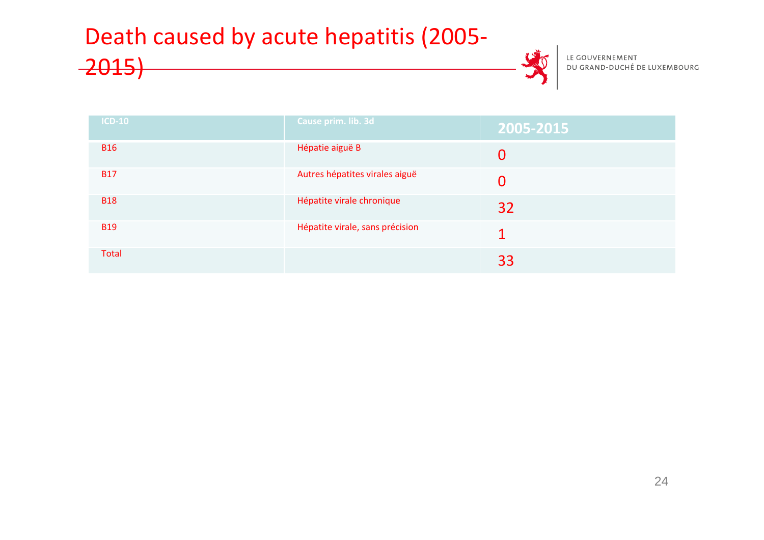# Death caused by acute hepatitis (2005-2015)

LE GOUVERNEMENT
DU GRAND-DUCHÉ DE LUXEMBOURG

| ICD-10 | Cause prim. lib. 3d | 2005-2015 |
|---|---|---|
| B16 | Hépatie aiguë B | 0 |
| B17 | Autres hépatites virales aiguë | 0 |
| B18 | Hépatite virale chronique | 32 |
| B19 | Hépatite virale, sans précision | 1 |
| Total | | 33 |